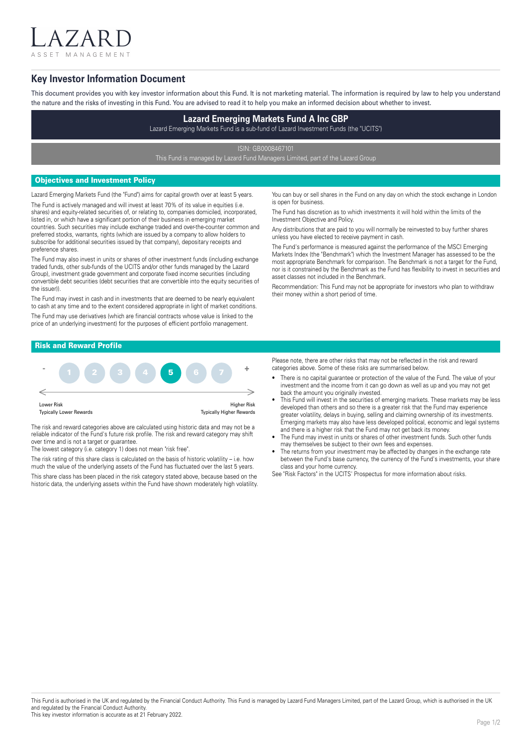LAZARD
ASSET MANAGEMENT

# Key Investor Information Document

This document provides you with key investor information about this Fund. It is not marketing material. The information is required by law to help you understand the nature and the risks of investing in this Fund. You are advised to read it to help you make an informed decision about whether to invest.

## Lazard Emerging Markets Fund A Inc GBP

Lazard Emerging Markets Fund is a sub-fund of Lazard Investment Funds (the "UCITS")

ISIN: GB0008467101

This Fund is managed by Lazard Fund Managers Limited, part of the Lazard Group

## Objectives and Investment Policy

Lazard Emerging Markets Fund (the "Fund") aims for capital growth over at least 5 years.

The Fund is actively managed and will invest at least 70% of its value in equities (i.e. shares) and equity-related securities of, or relating to, companies domiciled, incorporated, listed in, or which have a significant portion of their business in emerging market countries. Such securities may include exchange traded and over-the-counter common and preferred stocks, warrants, rights (which are issued by a company to allow holders to subscribe for additional securities issued by that company), depositary receipts and preference shares.

The Fund may also invest in units or shares of other investment funds (including exchange traded funds, other sub-funds of the UCITS and/or other funds managed by the Lazard Group), investment grade government and corporate fixed income securities (including convertible debt securities (debt securities that are convertible into the equity securities of the issuer)).

The Fund may invest in cash and in investments that are deemed to be nearly equivalent to cash at any time and to the extent considered appropriate in light of market conditions.

The Fund may use derivatives (which are financial contracts whose value is linked to the price of an underlying investment) for the purposes of efficient portfolio management.

You can buy or sell shares in the Fund on any day on which the stock exchange in London is open for business.

The Fund has discretion as to which investments it will hold within the limits of the Investment Objective and Policy.

Any distributions that are paid to you will normally be reinvested to buy further shares unless you have elected to receive payment in cash.

The Fund's performance is measured against the performance of the MSCI Emerging Markets Index (the "Benchmark") which the Investment Manager has assessed to be the most appropriate Benchmark for comparison. The Benchmark is not a target for the Fund, nor is it constrained by the Benchmark as the Fund has flexibility to invest in securities and asset classes not included in the Benchmark.

Recommendation: This Fund may not be appropriate for investors who plan to withdraw their money within a short period of time.

## Risk and Reward Profile

| - | 1 | 2 | 3 | 4 | **5** | 6 | 7 | + |
|---|---|---|---|---|---|---|---|---|

Lower Risk
Typically Lower Rewards

Higher Risk
Typically Higher Rewards

The risk and reward categories above are calculated using historic data and may not be a reliable indicator of the Fund's future risk profile. The risk and reward category may shift over time and is not a target or guarantee.

The lowest category (i.e. category 1) does not mean "risk free".

The risk rating of this share class is calculated on the basis of historic volatility – i.e. how much the value of the underlying assets of the Fund has fluctuated over the last 5 years.

This share class has been placed in the risk category stated above, because based on the historic data, the underlying assets within the Fund have shown moderately high volatility.

Please note, there are other risks that may not be reflected in the risk and reward categories above. Some of these risks are summarised below.

- There is no capital guarantee or protection of the value of the Fund. The value of your investment and the income from it can go down as well as up and you may not get back the amount you originally invested.
- This Fund will invest in the securities of emerging markets. These markets may be less developed than others and so there is a greater risk that the Fund may experience greater volatility, delays in buying, selling and claiming ownership of its investments. Emerging markets may also have less developed political, economic and legal systems and there is a higher risk that the Fund may not get back its money.
- The Fund may invest in units or shares of other investment funds. Such other funds may themselves be subject to their own fees and expenses.
- The returns from your investment may be affected by changes in the exchange rate between the Fund's base currency, the currency of the Fund's investments, your share class and your home currency.

See "Risk Factors" in the UCITS' Prospectus for more information about risks.

This Fund is authorised in the UK and regulated by the Financial Conduct Authority. This Fund is managed by Lazard Fund Managers Limited, part of the Lazard Group, which is authorised in the UK and regulated by the Financial Conduct Authority.
This key investor information is accurate as at 21 February 2022.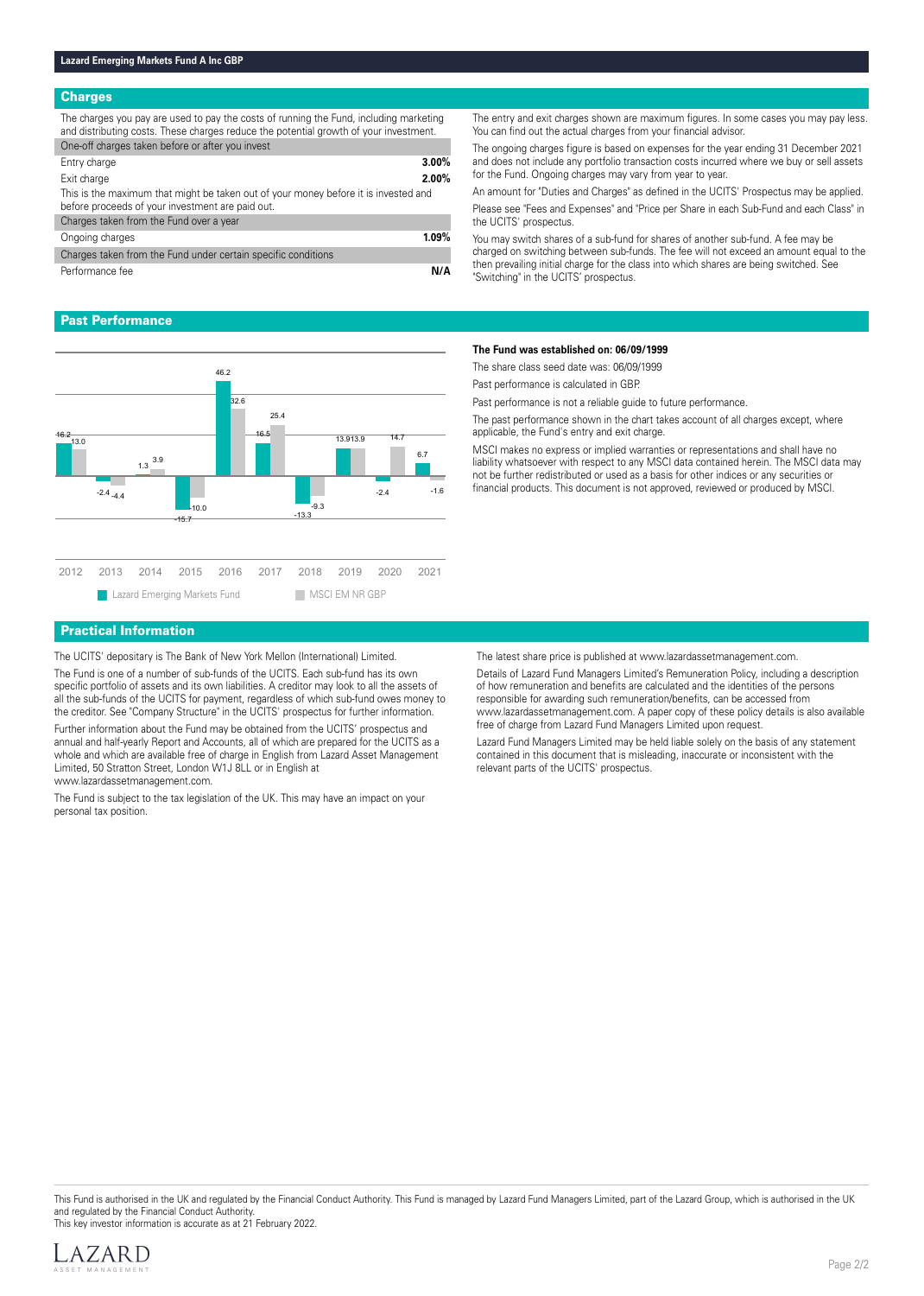## Charges

The charges you pay are used to pay the costs of running the Fund, including marketing and distributing costs. These charges reduce the potential growth of your investment.

| | |
|---|---|
| **One-off charges taken before or after you invest** | |
| Entry charge | **3.00%** |
| Exit charge | **2.00%** |
| This is the maximum that might be taken out of your money before it is invested and before proceeds of your investment are paid out. | |
| **Charges taken from the Fund over a year** | |
| Ongoing charges | **1.09%** |
| **Charges taken from the Fund under certain specific conditions** | |
| Performance fee | **N/A** |

The entry and exit charges shown are maximum figures. In some cases you may pay less. You can find out the actual charges from your financial advisor.

The ongoing charges figure is based on expenses for the year ending 31 December 2021 and does not include any portfolio transaction costs incurred where we buy or sell assets for the Fund. Ongoing charges may vary from year to year.

An amount for "Duties and Charges" as defined in the UCITS' Prospectus may be applied.

Please see "Fees and Expenses" and "Price per Share in each Sub-Fund and each Class" in the UCITS' prospectus.

You may switch shares of a sub-fund for shares of another sub-fund. A fee may be charged on switching between sub-funds. The fee will not exceed an amount equal to the then prevailing initial charge for the class into which shares are being switched. See "Switching" in the UCITS' prospectus.

## Past Performance

16.2 13.0 -2.4 -4.4 1.3 3.9 -15.7 -10.0 46.2 32.6 16.5 25.4 -13.3 -9.3 13.9 13.9 -2.4 14.7 6.7 -1.6

2012 2013 2014 2015 2016 2017 2018 2019 2020 2021

Lazard Emerging Markets Fund

MSCI EM NR GBP

**The Fund was established on: 06/09/1999**

The share class seed date was: 06/09/1999

Past performance is calculated in GBP.

Past performance is not a reliable guide to future performance.

The past performance shown in the chart takes account of all charges except, where applicable, the Fund's entry and exit charge.

MSCI makes no express or implied warranties or representations and shall have no liability whatsoever with respect to any MSCI data contained herein. The MSCI data may not be further redistributed or used as a basis for other indices or any securities or financial products. This document is not approved, reviewed or produced by MSCI.

## Practical Information

The UCITS' depositary is The Bank of New York Mellon (International) Limited.

The Fund is one of a number of sub-funds of the UCITS. Each sub-fund has its own specific portfolio of assets and its own liabilities. A creditor may look to all the assets of all the sub-funds of the UCITS for payment, regardless of which sub-fund owes money to the creditor. See "Company Structure" in the UCITS' prospectus for further information.

Further information about the Fund may be obtained from the UCITS' prospectus and annual and half-yearly Report and Accounts, all of which are prepared for the UCITS as a whole and which are available free of charge in English from Lazard Asset Management Limited, 50 Stratton Street, London W1J 8LL or in English at www.lazardassetmanagement.com.

The Fund is subject to the tax legislation of the UK. This may have an impact on your personal tax position.

The latest share price is published at www.lazardassetmanagement.com.

Details of Lazard Fund Managers Limited's Remuneration Policy, including a description of how remuneration and benefits are calculated and the identities of the persons responsible for awarding such remuneration/benefits, can be accessed from www.lazardassetmanagement.com. A paper copy of these policy details is also available free of charge from Lazard Fund Managers Limited upon request.

Lazard Fund Managers Limited may be held liable solely on the basis of any statement contained in this document that is misleading, inaccurate or inconsistent with the relevant parts of the UCITS' prospectus.

This Fund is authorised in the UK and regulated by the Financial Conduct Authority. This Fund is managed by Lazard Fund Managers Limited, part of the Lazard Group, which is authorised in the UK and regulated by the Financial Conduct Authority.
This key investor information is accurate as at 21 February 2022.